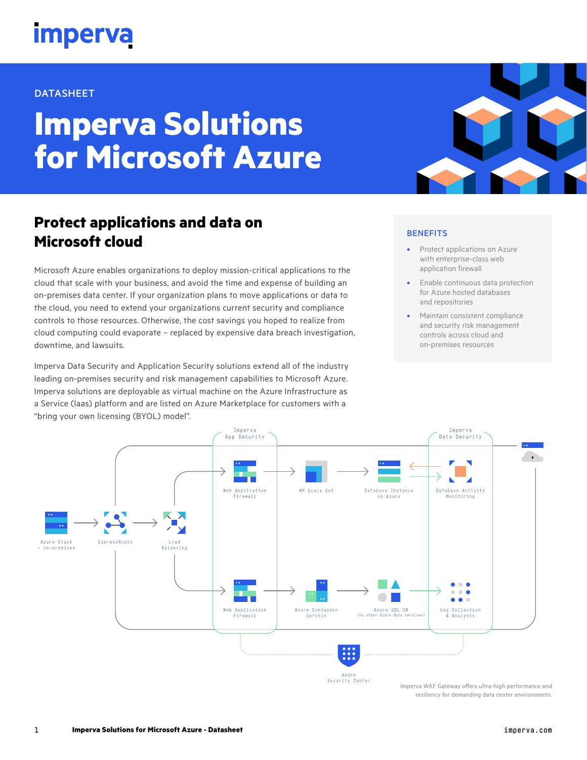imperva

DATASHEET

# Imperva Solutions for Microsoft Azure

## Protect applications and data on Microsoft cloud

Microsoft Azure enables organizations to deploy mission-critical applications to the cloud that scale with your business, and avoid the time and expense of building an on-premises data center. If your organization plans to move applications or data to the cloud, you need to extend your organizations current security and compliance controls to those resources. Otherwise, the cost savings you hoped to realize from cloud computing could evaporate – replaced by expensive data breach investigation, downtime, and lawsuits.

Imperva Data Security and Application Security solutions extend all of the industry leading on-premises security and risk management capabilities to Microsoft Azure. Imperva solutions are deployable as virtual machine on the Azure Infrastructure as a Service (Iaas) platform and are listed on Azure Marketplace for customers with a "bring your own licensing (BYOL) model".

### BENEFITS

- Protect applications on Azure with enterprise-class web application firewall
- Enable continuous data protection for Azure hosted databases and repositories
- Maintain consistent compliance and security risk management controls across cloud and on-premises resources

Imperva App Security

Imperva Data Security

Azure Stack + on-premises

ExpressRoute

Load Balancing

Web Application Firewall

VM Scale Set

Database Instance on Azure

Database Activity Monitoring

Web Application Firewall

Azure Container Service

Azure SQL DB (on other Azure data services)

Log Collection & Analysis

Azure Security Center

Imperva WAF Gateway offers ultra-high performance and resiliency for demanding data center environments.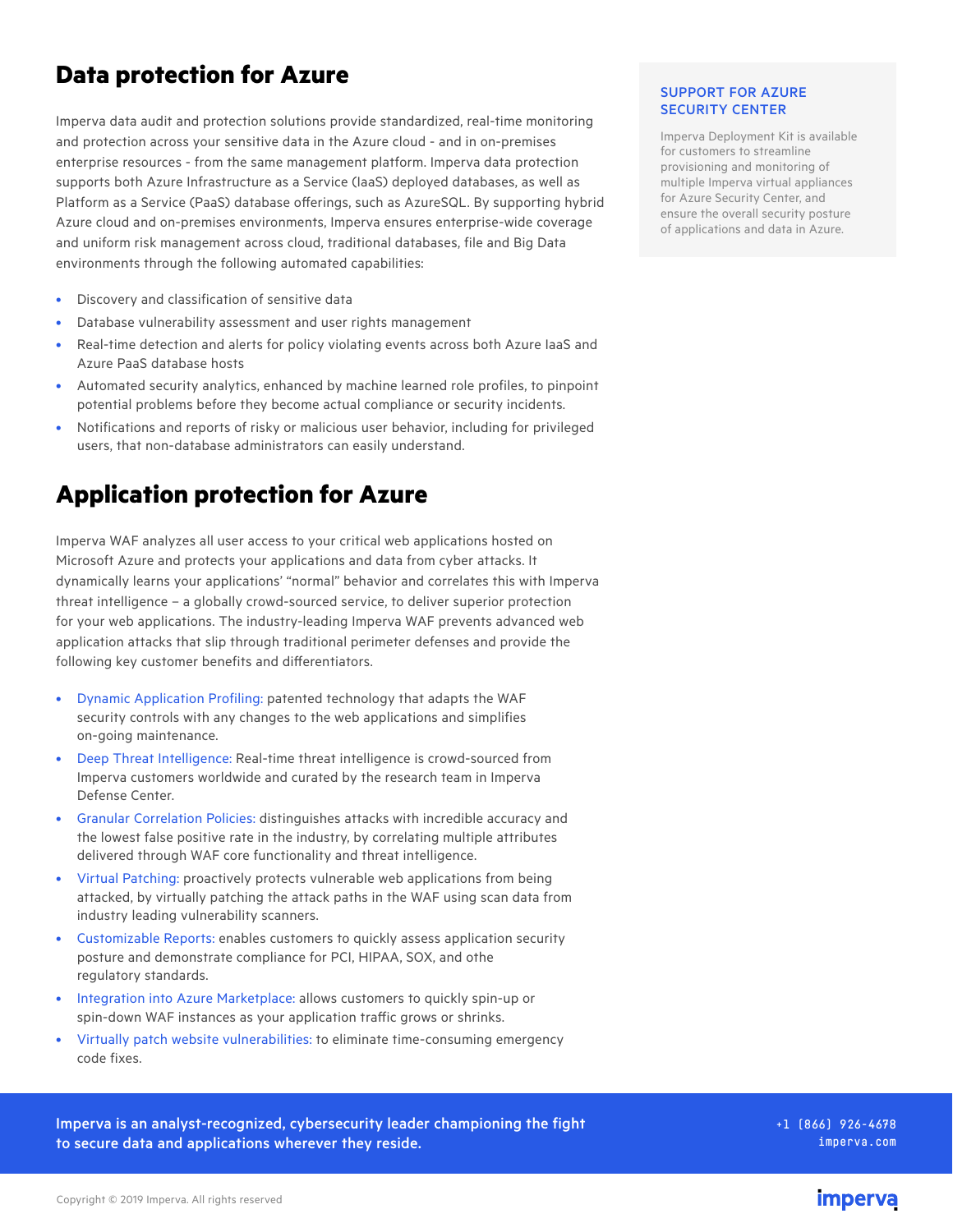## Data protection for Azure

Imperva data audit and protection solutions provide standardized, real-time monitoring and protection across your sensitive data in the Azure cloud - and in on-premises enterprise resources - from the same management platform. Imperva data protection supports both Azure Infrastructure as a Service (IaaS) deployed databases, as well as Platform as a Service (PaaS) database offerings, such as AzureSQL. By supporting hybrid Azure cloud and on-premises environments, Imperva ensures enterprise-wide coverage and uniform risk management across cloud, traditional databases, file and Big Data environments through the following automated capabilities:

- Discovery and classification of sensitive data
- Database vulnerability assessment and user rights management
- Real-time detection and alerts for policy violating events across both Azure IaaS and Azure PaaS database hosts
- Automated security analytics, enhanced by machine learned role profiles, to pinpoint potential problems before they become actual compliance or security incidents.
- Notifications and reports of risky or malicious user behavior, including for privileged users, that non-database administrators can easily understand.

### SUPPORT FOR AZURE SECURITY CENTER

Imperva Deployment Kit is available for customers to streamline provisioning and monitoring of multiple Imperva virtual appliances for Azure Security Center, and ensure the overall security posture of applications and data in Azure.

## Application protection for Azure

Imperva WAF analyzes all user access to your critical web applications hosted on Microsoft Azure and protects your applications and data from cyber attacks. It dynamically learns your applications' "normal" behavior and correlates this with Imperva threat intelligence – a globally crowd-sourced service, to deliver superior protection for your web applications. The industry-leading Imperva WAF prevents advanced web application attacks that slip through traditional perimeter defenses and provide the following key customer benefits and differentiators.

- Dynamic Application Profiling: patented technology that adapts the WAF security controls with any changes to the web applications and simplifies on-going maintenance.
- Deep Threat Intelligence: Real-time threat intelligence is crowd-sourced from Imperva customers worldwide and curated by the research team in Imperva Defense Center.
- Granular Correlation Policies: distinguishes attacks with incredible accuracy and the lowest false positive rate in the industry, by correlating multiple attributes delivered through WAF core functionality and threat intelligence.
- Virtual Patching: proactively protects vulnerable web applications from being attacked, by virtually patching the attack paths in the WAF using scan data from industry leading vulnerability scanners.
- Customizable Reports: enables customers to quickly assess application security posture and demonstrate compliance for PCI, HIPAA, SOX, and othe regulatory standards.
- Integration into Azure Marketplace: allows customers to quickly spin-up or spin-down WAF instances as your application traffic grows or shrinks.
- Virtually patch website vulnerabilities: to eliminate time-consuming emergency code fixes.

**Imperva is an analyst-recognized, cybersecurity leader championing the fight to secure data and applications wherever they reside.**

+1 (866) 926-4678
imperva.com

Copyright © 2019 Imperva. All rights reserved

imperva